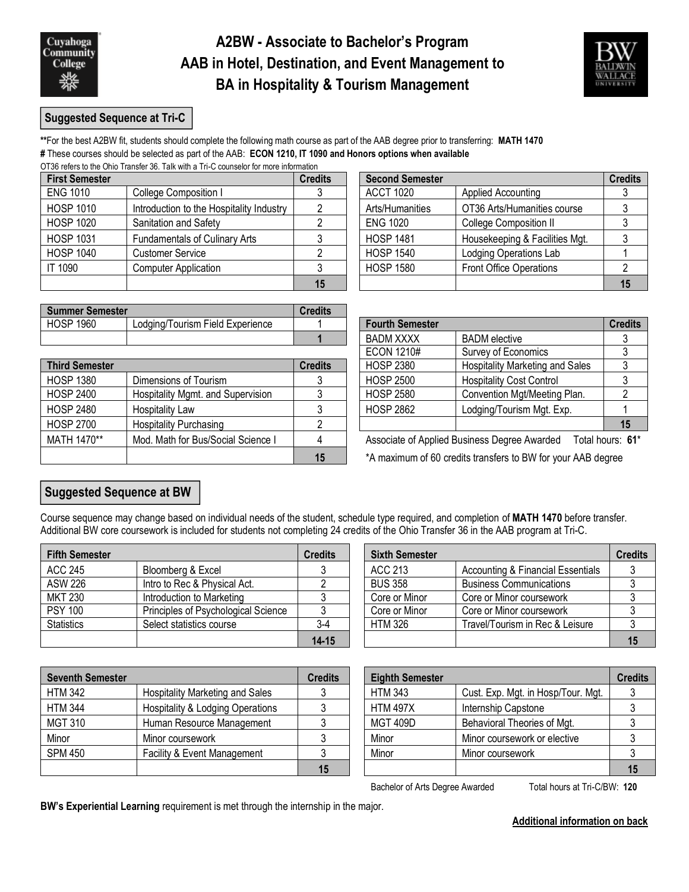# A2BW - Associate to Bachelor's Program
# AAB in Hotel, Destination, and Event Management to BA in Hospitality & Tourism Management

## Suggested Sequence at Tri-C

**For the best A2BW fit, students should complete the following math course as part of the AAB degree prior to transferring: **MATH 1470**

# These courses should be selected as part of the AAB: **ECON 1210, IT 1090 and Honors options when available**

OT36 refers to the Ohio Transfer 36. Talk with a Tri-C counselor for more information

| First Semester | | Credits |
|---|---|---|
| ENG 1010 | College Composition I | 3 |
| HOSP 1010 | Introduction to the Hospitality Industry | 2 |
| HOSP 1020 | Sanitation and Safety | 2 |
| HOSP 1031 | Fundamentals of Culinary Arts | 3 |
| HOSP 1040 | Customer Service | 2 |
| IT 1090 | Computer Application | 3 |
| | | **15** |

| Second Semester | | Credits |
|---|---|---|
| ACCT 1020 | Applied Accounting | 3 |
| Arts/Humanities | OT36 Arts/Humanities course | 3 |
| ENG 1020 | College Composition II | 3 |
| HOSP 1481 | Housekeeping & Facilities Mgt. | 3 |
| HOSP 1540 | Lodging Operations Lab | 1 |
| HOSP 1580 | Front Office Operations | 2 |
| | | **15** |

| Summer Semester | | Credits |
|---|---|---|
| HOSP 1960 | Lodging/Tourism Field Experience | 1 |
| | | **1** |

| Third Semester | | Credits |
|---|---|---|
| HOSP 1380 | Dimensions of Tourism | 3 |
| HOSP 2400 | Hospitality Mgmt. and Supervision | 3 |
| HOSP 2480 | Hospitality Law | 3 |
| HOSP 2700 | Hospitality Purchasing | 2 |
| MATH 1470** | Mod. Math for Bus/Social Science I | 4 |
| | | **15** |

| Fourth Semester | | Credits |
|---|---|---|
| BADM XXXX | BADM elective | 3 |
| ECON 1210# | Survey of Economics | 3 |
| HOSP 2380 | Hospitality Marketing and Sales | 3 |
| HOSP 2500 | Hospitality Cost Control | 3 |
| HOSP 2580 | Convention Mgt/Meeting Plan. | 2 |
| HOSP 2862 | Lodging/Tourism Mgt. Exp. | 1 |
| | | **15** |

Associate of Applied Business Degree Awarded Total hours: **61***

*A maximum of 60 credits transfers to BW for your AAB degree

## Suggested Sequence at BW

Course sequence may change based on individual needs of the student, schedule type required, and completion of **MATH 1470** before transfer. Additional BW core coursework is included for students not completing 24 credits of the Ohio Transfer 36 in the AAB program at Tri-C.

| Fifth Semester | | Credits |
|---|---|---|
| ACC 245 | Bloomberg & Excel | 3 |
| ASW 226 | Intro to Rec & Physical Act. | 2 |
| MKT 230 | Introduction to Marketing | 3 |
| PSY 100 | Principles of Psychological Science | 3 |
| Statistics | Select statistics course | 3-4 |
| | | **14-15** |

| Sixth Semester | | Credits |
|---|---|---|
| ACC 213 | Accounting & Financial Essentials | 3 |
| BUS 358 | Business Communications | 3 |
| Core or Minor | Core or Minor coursework | 3 |
| Core or Minor | Core or Minor coursework | 3 |
| HTM 326 | Travel/Tourism in Rec & Leisure | 3 |
| | | **15** |

| Seventh Semester | | Credits |
|---|---|---|
| HTM 342 | Hospitality Marketing and Sales | 3 |
| HTM 344 | Hospitality & Lodging Operations | 3 |
| MGT 310 | Human Resource Management | 3 |
| Minor | Minor coursework | 3 |
| SPM 450 | Facility & Event Management | 3 |
| | | **15** |

| Eighth Semester | | Credits |
|---|---|---|
| HTM 343 | Cust. Exp. Mgt. in Hosp/Tour. Mgt. | 3 |
| HTM 497X | Internship Capstone | 3 |
| MGT 409D | Behavioral Theories of Mgt. | 3 |
| Minor | Minor coursework or elective | 3 |
| Minor | Minor coursework | 3 |
| | | **15** |

Bachelor of Arts Degree Awarded Total hours at Tri-C/BW: **120**

**BW's Experiential Learning** requirement is met through the internship in the major.

**Additional information on back**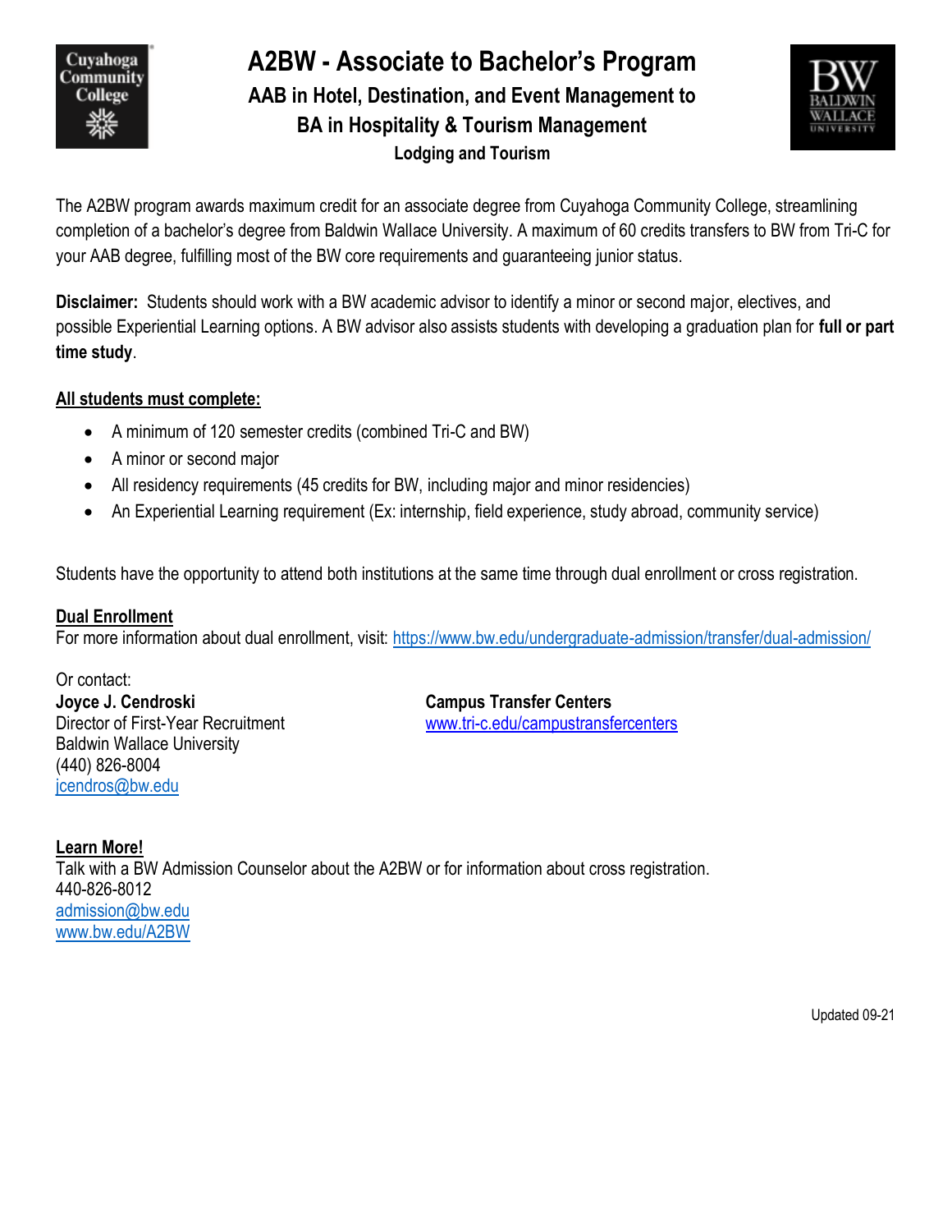# A2BW - Associate to Bachelor's Program

## AAB in Hotel, Destination, and Event Management to BA in Hospitality & Tourism Management

### Lodging and Tourism

The A2BW program awards maximum credit for an associate degree from Cuyahoga Community College, streamlining completion of a bachelor's degree from Baldwin Wallace University. A maximum of 60 credits transfers to BW from Tri-C for your AAB degree, fulfilling most of the BW core requirements and guaranteeing junior status.

**Disclaimer:** Students should work with a BW academic advisor to identify a minor or second major, electives, and possible Experiential Learning options. A BW advisor also assists students with developing a graduation plan for **full or part time study**.

**All students must complete:**

- A minimum of 120 semester credits (combined Tri-C and BW)
- A minor or second major
- All residency requirements (45 credits for BW, including major and minor residencies)
- An Experiential Learning requirement (Ex: internship, field experience, study abroad, community service)

Students have the opportunity to attend both institutions at the same time through dual enrollment or cross registration.

**Dual Enrollment**

For more information about dual enrollment, visit: https://www.bw.edu/undergraduate-admission/transfer/dual-admission/

Or contact:

**Joyce J. Cendroski**
Director of First-Year Recruitment
Baldwin Wallace University
(440) 826-8004
jcendros@bw.edu

**Campus Transfer Centers**
www.tri-c.edu/campustransfercenters

**Learn More!**

Talk with a BW Admission Counselor about the A2BW or for information about cross registration.
440-826-8012
admission@bw.edu
www.bw.edu/A2BW

Updated 09-21